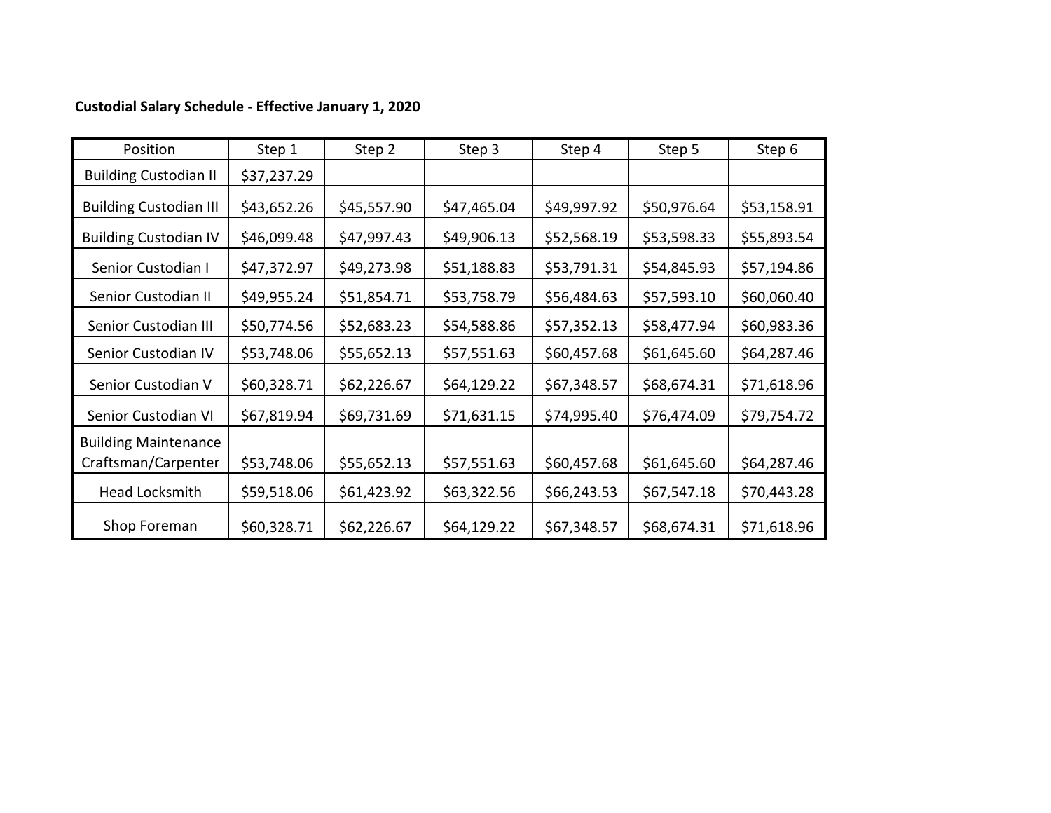**Custodial Salary Schedule - Effective January 1, 2020**

| Position | Step 1 | Step 2 | Step 3 | Step 4 | Step 5 | Step 6 |
|---|---|---|---|---|---|---|
| Building Custodian II | $37,237.29 | | | | | |
| Building Custodian III | $43,652.26 | $45,557.90 | $47,465.04 | $49,997.92 | $50,976.64 | $53,158.91 |
| Building Custodian IV | $46,099.48 | $47,997.43 | $49,906.13 | $52,568.19 | $53,598.33 | $55,893.54 |
| Senior Custodian I | $47,372.97 | $49,273.98 | $51,188.83 | $53,791.31 | $54,845.93 | $57,194.86 |
| Senior Custodian II | $49,955.24 | $51,854.71 | $53,758.79 | $56,484.63 | $57,593.10 | $60,060.40 |
| Senior Custodian III | $50,774.56 | $52,683.23 | $54,588.86 | $57,352.13 | $58,477.94 | $60,983.36 |
| Senior Custodian IV | $53,748.06 | $55,652.13 | $57,551.63 | $60,457.68 | $61,645.60 | $64,287.46 |
| Senior Custodian V | $60,328.71 | $62,226.67 | $64,129.22 | $67,348.57 | $68,674.31 | $71,618.96 |
| Senior Custodian VI | $67,819.94 | $69,731.69 | $71,631.15 | $74,995.40 | $76,474.09 | $79,754.72 |
| Building Maintenance Craftsman/Carpenter | $53,748.06 | $55,652.13 | $57,551.63 | $60,457.68 | $61,645.60 | $64,287.46 |
| Head Locksmith | $59,518.06 | $61,423.92 | $63,322.56 | $66,243.53 | $67,547.18 | $70,443.28 |
| Shop Foreman | $60,328.71 | $62,226.67 | $64,129.22 | $67,348.57 | $68,674.31 | $71,618.96 |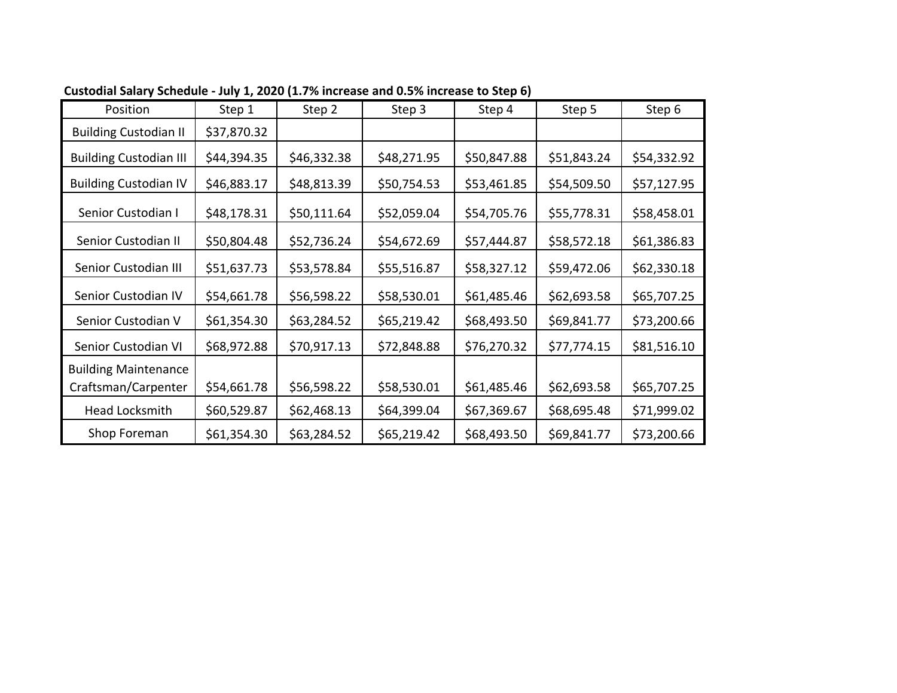**Custodial Salary Schedule - July 1, 2020 (1.7% increase and 0.5% increase to Step 6)**

| Position | Step 1 | Step 2 | Step 3 | Step 4 | Step 5 | Step 6 |
|---|---|---|---|---|---|---|
| Building Custodian II | $37,870.32 | | | | | |
| Building Custodian III | $44,394.35 | $46,332.38 | $48,271.95 | $50,847.88 | $51,843.24 | $54,332.92 |
| Building Custodian IV | $46,883.17 | $48,813.39 | $50,754.53 | $53,461.85 | $54,509.50 | $57,127.95 |
| Senior Custodian I | $48,178.31 | $50,111.64 | $52,059.04 | $54,705.76 | $55,778.31 | $58,458.01 |
| Senior Custodian II | $50,804.48 | $52,736.24 | $54,672.69 | $57,444.87 | $58,572.18 | $61,386.83 |
| Senior Custodian III | $51,637.73 | $53,578.84 | $55,516.87 | $58,327.12 | $59,472.06 | $62,330.18 |
| Senior Custodian IV | $54,661.78 | $56,598.22 | $58,530.01 | $61,485.46 | $62,693.58 | $65,707.25 |
| Senior Custodian V | $61,354.30 | $63,284.52 | $65,219.42 | $68,493.50 | $69,841.77 | $73,200.66 |
| Senior Custodian VI | $68,972.88 | $70,917.13 | $72,848.88 | $76,270.32 | $77,774.15 | $81,516.10 |
| Building Maintenance Craftsman/Carpenter | $54,661.78 | $56,598.22 | $58,530.01 | $61,485.46 | $62,693.58 | $65,707.25 |
| Head Locksmith | $60,529.87 | $62,468.13 | $64,399.04 | $67,369.67 | $68,695.48 | $71,999.02 |
| Shop Foreman | $61,354.30 | $63,284.52 | $65,219.42 | $68,493.50 | $69,841.77 | $73,200.66 |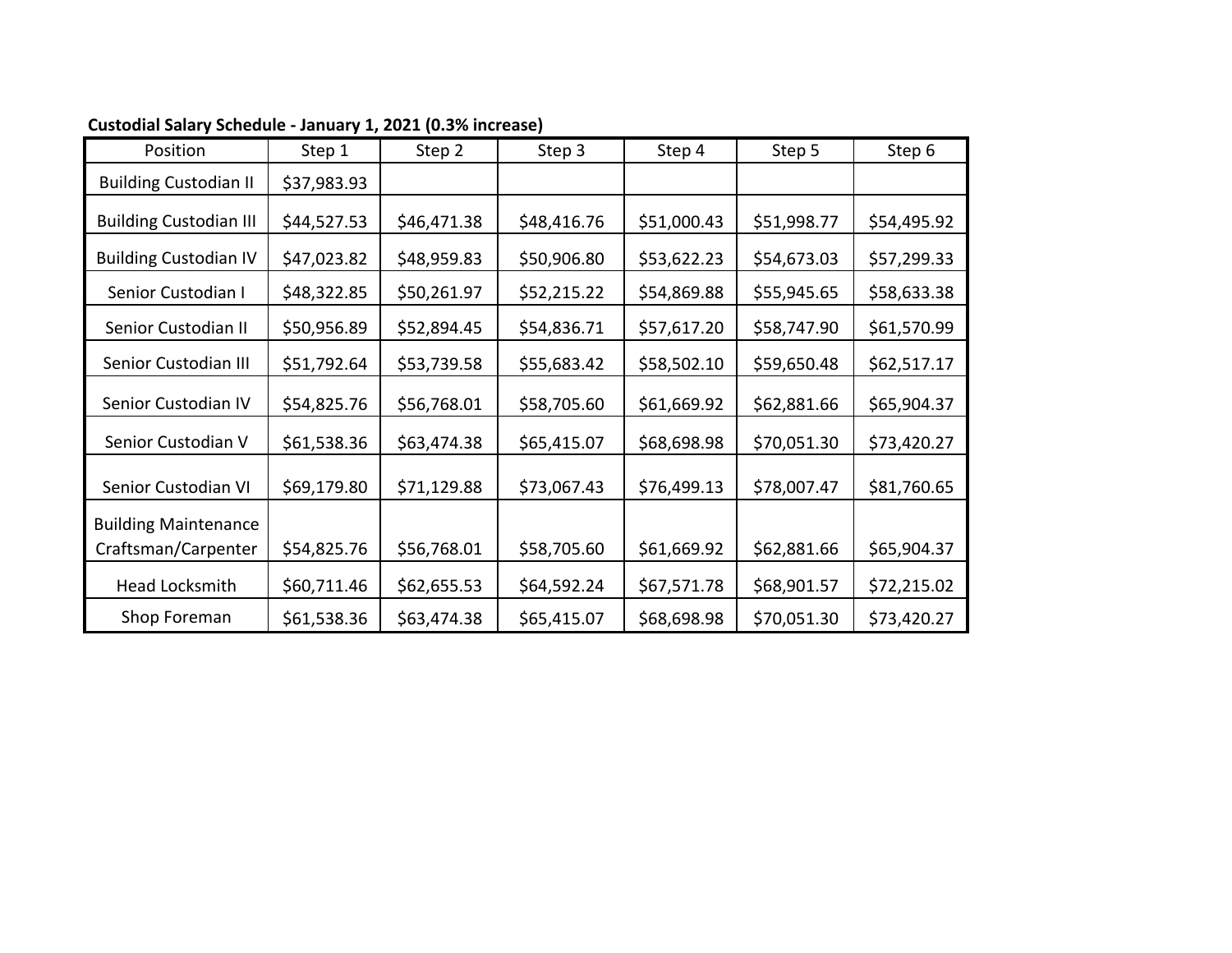**Custodial Salary Schedule - January 1, 2021 (0.3% increase)**

| Position | Step 1 | Step 2 | Step 3 | Step 4 | Step 5 | Step 6 |
|---|---|---|---|---|---|---|
| Building Custodian II | $37,983.93 | | | | | |
| Building Custodian III | $44,527.53 | $46,471.38 | $48,416.76 | $51,000.43 | $51,998.77 | $54,495.92 |
| Building Custodian IV | $47,023.82 | $48,959.83 | $50,906.80 | $53,622.23 | $54,673.03 | $57,299.33 |
| Senior Custodian I | $48,322.85 | $50,261.97 | $52,215.22 | $54,869.88 | $55,945.65 | $58,633.38 |
| Senior Custodian II | $50,956.89 | $52,894.45 | $54,836.71 | $57,617.20 | $58,747.90 | $61,570.99 |
| Senior Custodian III | $51,792.64 | $53,739.58 | $55,683.42 | $58,502.10 | $59,650.48 | $62,517.17 |
| Senior Custodian IV | $54,825.76 | $56,768.01 | $58,705.60 | $61,669.92 | $62,881.66 | $65,904.37 |
| Senior Custodian V | $61,538.36 | $63,474.38 | $65,415.07 | $68,698.98 | $70,051.30 | $73,420.27 |
| Senior Custodian VI | $69,179.80 | $71,129.88 | $73,067.43 | $76,499.13 | $78,007.47 | $81,760.65 |
| Building Maintenance Craftsman/Carpenter | $54,825.76 | $56,768.01 | $58,705.60 | $61,669.92 | $62,881.66 | $65,904.37 |
| Head Locksmith | $60,711.46 | $62,655.53 | $64,592.24 | $67,571.78 | $68,901.57 | $72,215.02 |
| Shop Foreman | $61,538.36 | $63,474.38 | $65,415.07 | $68,698.98 | $70,051.30 | $73,420.27 |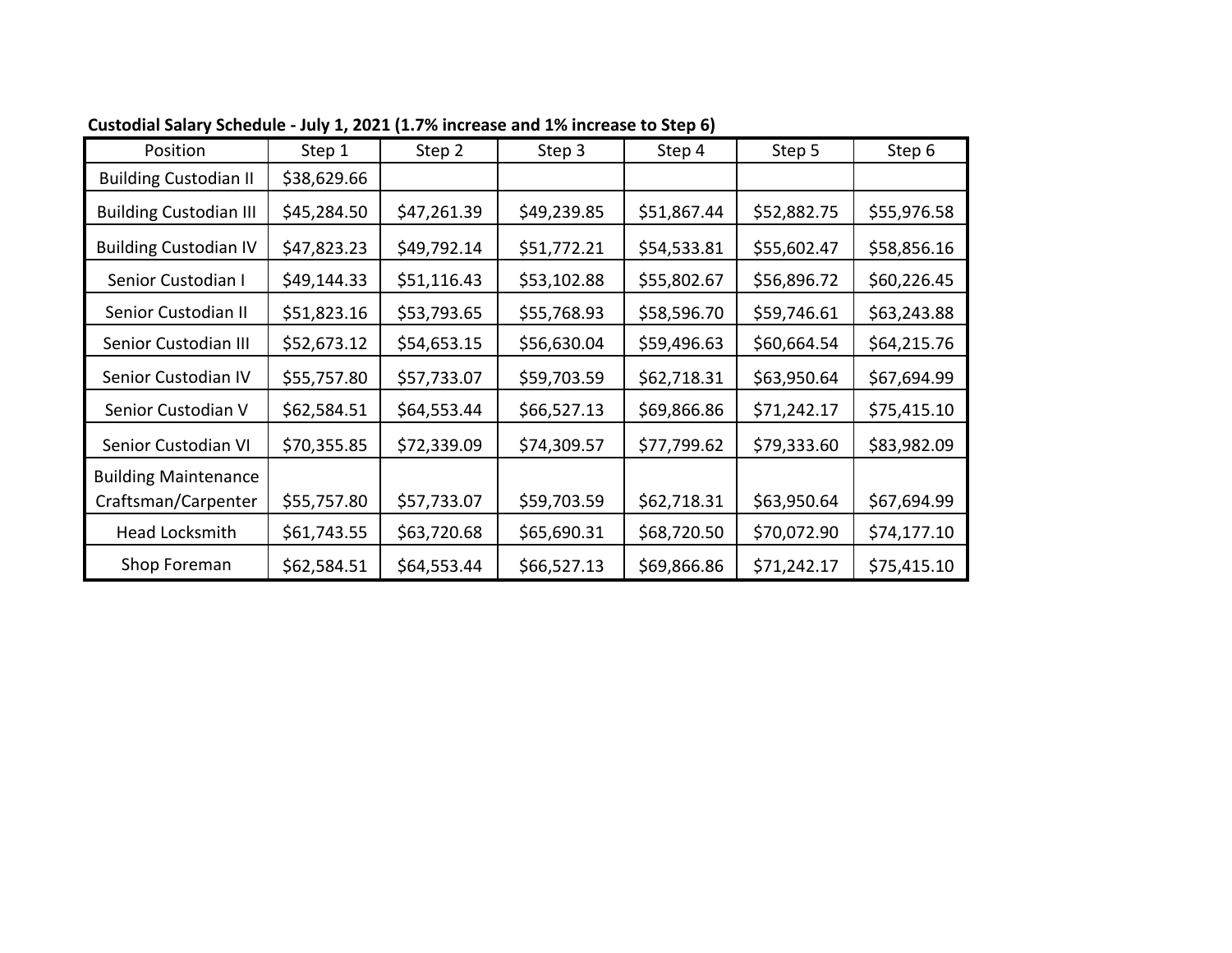**Custodial Salary Schedule - July 1, 2021 (1.7% increase and 1% increase to Step 6)**

| Position | Step 1 | Step 2 | Step 3 | Step 4 | Step 5 | Step 6 |
|---|---|---|---|---|---|---|
| Building Custodian II | $38,629.66 | | | | | |
| Building Custodian III | $45,284.50 | $47,261.39 | $49,239.85 | $51,867.44 | $52,882.75 | $55,976.58 |
| Building Custodian IV | $47,823.23 | $49,792.14 | $51,772.21 | $54,533.81 | $55,602.47 | $58,856.16 |
| Senior Custodian I | $49,144.33 | $51,116.43 | $53,102.88 | $55,802.67 | $56,896.72 | $60,226.45 |
| Senior Custodian II | $51,823.16 | $53,793.65 | $55,768.93 | $58,596.70 | $59,746.61 | $63,243.88 |
| Senior Custodian III | $52,673.12 | $54,653.15 | $56,630.04 | $59,496.63 | $60,664.54 | $64,215.76 |
| Senior Custodian IV | $55,757.80 | $57,733.07 | $59,703.59 | $62,718.31 | $63,950.64 | $67,694.99 |
| Senior Custodian V | $62,584.51 | $64,553.44 | $66,527.13 | $69,866.86 | $71,242.17 | $75,415.10 |
| Senior Custodian VI | $70,355.85 | $72,339.09 | $74,309.57 | $77,799.62 | $79,333.60 | $83,982.09 |
| Building Maintenance Craftsman/Carpenter | $55,757.80 | $57,733.07 | $59,703.59 | $62,718.31 | $63,950.64 | $67,694.99 |
| Head Locksmith | $61,743.55 | $63,720.68 | $65,690.31 | $68,720.50 | $70,072.90 | $74,177.10 |
| Shop Foreman | $62,584.51 | $64,553.44 | $66,527.13 | $69,866.86 | $71,242.17 | $75,415.10 |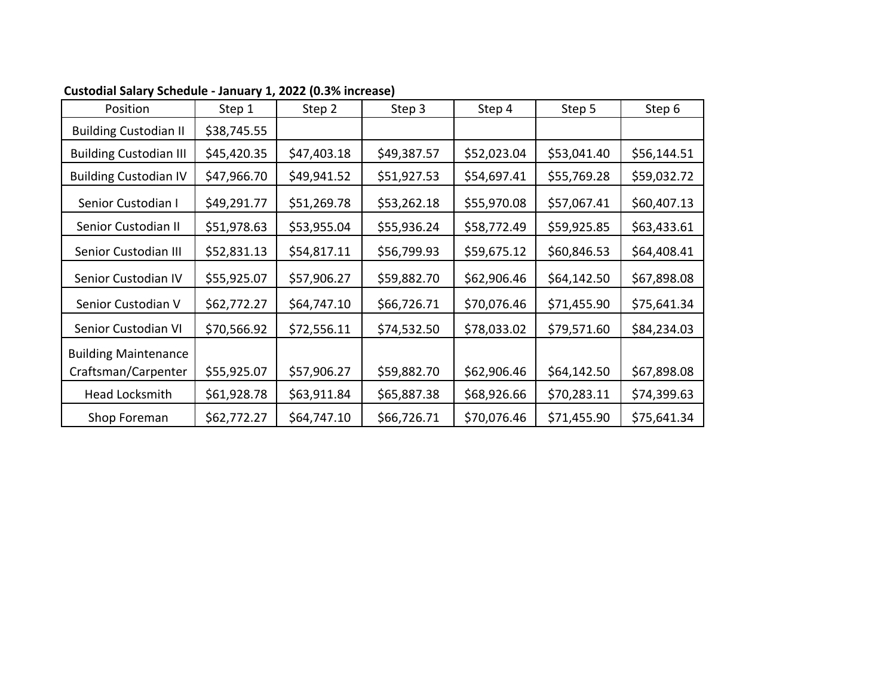**Custodial Salary Schedule - January 1, 2022 (0.3% increase)**

| Position | Step 1 | Step 2 | Step 3 | Step 4 | Step 5 | Step 6 |
|---|---|---|---|---|---|---|
| Building Custodian II | $38,745.55 | | | | | |
| Building Custodian III | $45,420.35 | $47,403.18 | $49,387.57 | $52,023.04 | $53,041.40 | $56,144.51 |
| Building Custodian IV | $47,966.70 | $49,941.52 | $51,927.53 | $54,697.41 | $55,769.28 | $59,032.72 |
| Senior Custodian I | $49,291.77 | $51,269.78 | $53,262.18 | $55,970.08 | $57,067.41 | $60,407.13 |
| Senior Custodian II | $51,978.63 | $53,955.04 | $55,936.24 | $58,772.49 | $59,925.85 | $63,433.61 |
| Senior Custodian III | $52,831.13 | $54,817.11 | $56,799.93 | $59,675.12 | $60,846.53 | $64,408.41 |
| Senior Custodian IV | $55,925.07 | $57,906.27 | $59,882.70 | $62,906.46 | $64,142.50 | $67,898.08 |
| Senior Custodian V | $62,772.27 | $64,747.10 | $66,726.71 | $70,076.46 | $71,455.90 | $75,641.34 |
| Senior Custodian VI | $70,566.92 | $72,556.11 | $74,532.50 | $78,033.02 | $79,571.60 | $84,234.03 |
| Building Maintenance Craftsman/Carpenter | $55,925.07 | $57,906.27 | $59,882.70 | $62,906.46 | $64,142.50 | $67,898.08 |
| Head Locksmith | $61,928.78 | $63,911.84 | $65,887.38 | $68,926.66 | $70,283.11 | $74,399.63 |
| Shop Foreman | $62,772.27 | $64,747.10 | $66,726.71 | $70,076.46 | $71,455.90 | $75,641.34 |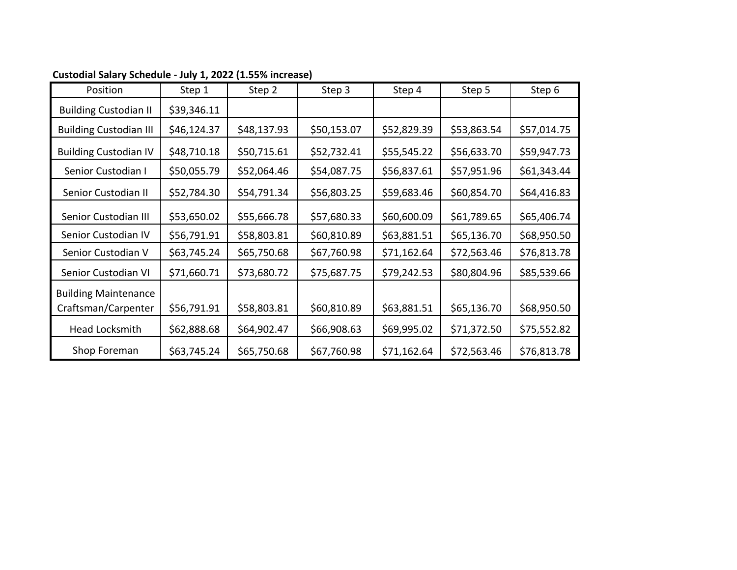**Custodial Salary Schedule - July 1, 2022 (1.55% increase)**

| Position | Step 1 | Step 2 | Step 3 | Step 4 | Step 5 | Step 6 |
|---|---|---|---|---|---|---|
| Building Custodian II | $39,346.11 | | | | | |
| Building Custodian III | $46,124.37 | $48,137.93 | $50,153.07 | $52,829.39 | $53,863.54 | $57,014.75 |
| Building Custodian IV | $48,710.18 | $50,715.61 | $52,732.41 | $55,545.22 | $56,633.70 | $59,947.73 |
| Senior Custodian I | $50,055.79 | $52,064.46 | $54,087.75 | $56,837.61 | $57,951.96 | $61,343.44 |
| Senior Custodian II | $52,784.30 | $54,791.34 | $56,803.25 | $59,683.46 | $60,854.70 | $64,416.83 |
| Senior Custodian III | $53,650.02 | $55,666.78 | $57,680.33 | $60,600.09 | $61,789.65 | $65,406.74 |
| Senior Custodian IV | $56,791.91 | $58,803.81 | $60,810.89 | $63,881.51 | $65,136.70 | $68,950.50 |
| Senior Custodian V | $63,745.24 | $65,750.68 | $67,760.98 | $71,162.64 | $72,563.46 | $76,813.78 |
| Senior Custodian VI | $71,660.71 | $73,680.72 | $75,687.75 | $79,242.53 | $80,804.96 | $85,539.66 |
| Building Maintenance Craftsman/Carpenter | $56,791.91 | $58,803.81 | $60,810.89 | $63,881.51 | $65,136.70 | $68,950.50 |
| Head Locksmith | $62,888.68 | $64,902.47 | $66,908.63 | $69,995.02 | $71,372.50 | $75,552.82 |
| Shop Foreman | $63,745.24 | $65,750.68 | $67,760.98 | $71,162.64 | $72,563.46 | $76,813.78 |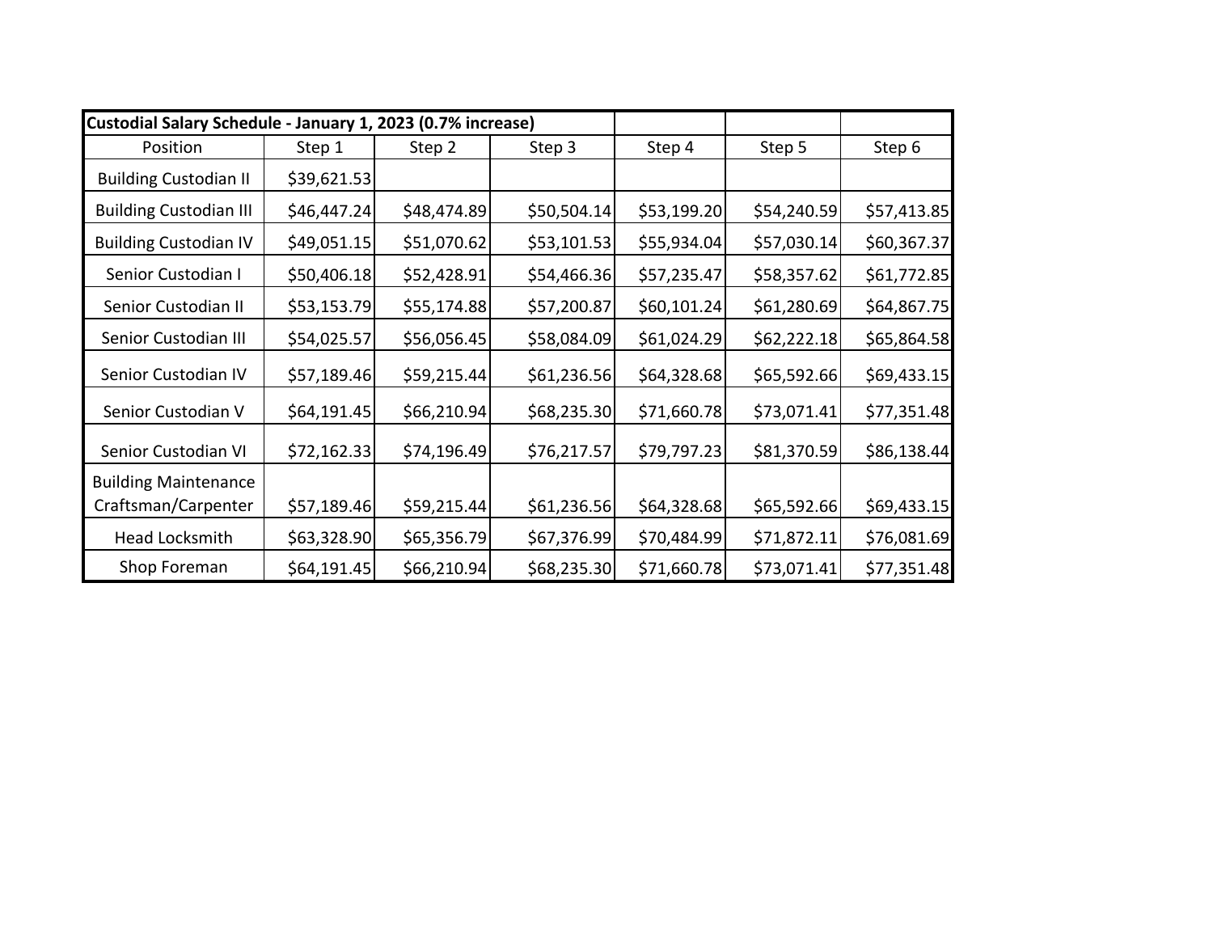| Custodial Salary Schedule - January 1, 2023 (0.7% increase) | | | | | | |
|---|---|---|---|---|---|---|
| Position | Step 1 | Step 2 | Step 3 | Step 4 | Step 5 | Step 6 |
| Building Custodian II | $39,621.53 | | | | | |
| Building Custodian III | $46,447.24 | $48,474.89 | $50,504.14 | $53,199.20 | $54,240.59 | $57,413.85 |
| Building Custodian IV | $49,051.15 | $51,070.62 | $53,101.53 | $55,934.04 | $57,030.14 | $60,367.37 |
| Senior Custodian I | $50,406.18 | $52,428.91 | $54,466.36 | $57,235.47 | $58,357.62 | $61,772.85 |
| Senior Custodian II | $53,153.79 | $55,174.88 | $57,200.87 | $60,101.24 | $61,280.69 | $64,867.75 |
| Senior Custodian III | $54,025.57 | $56,056.45 | $58,084.09 | $61,024.29 | $62,222.18 | $65,864.58 |
| Senior Custodian IV | $57,189.46 | $59,215.44 | $61,236.56 | $64,328.68 | $65,592.66 | $69,433.15 |
| Senior Custodian V | $64,191.45 | $66,210.94 | $68,235.30 | $71,660.78 | $73,071.41 | $77,351.48 |
| Senior Custodian VI | $72,162.33 | $74,196.49 | $76,217.57 | $79,797.23 | $81,370.59 | $86,138.44 |
| Building Maintenance Craftsman/Carpenter | $57,189.46 | $59,215.44 | $61,236.56 | $64,328.68 | $65,592.66 | $69,433.15 |
| Head Locksmith | $63,328.90 | $65,356.79 | $67,376.99 | $70,484.99 | $71,872.11 | $76,081.69 |
| Shop Foreman | $64,191.45 | $66,210.94 | $68,235.30 | $71,660.78 | $73,071.41 | $77,351.48 |